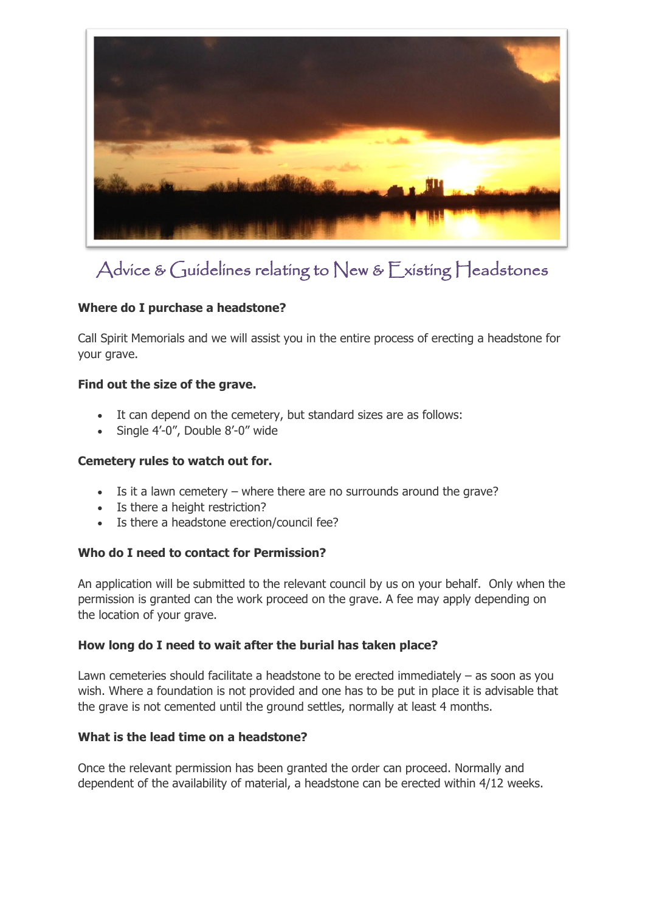# Advice & Guidelines relating to New & Existing Headstones

**Where do I purchase a headstone?**

Call Spirit Memorials and we will assist you in the entire process of erecting a headstone for your grave.

**Find out the size of the grave.**

- It can depend on the cemetery, but standard sizes are as follows:
- Single 4'-0", Double 8'-0" wide

**Cemetery rules to watch out for.**

- Is it a lawn cemetery – where there are no surrounds around the grave?
- Is there a height restriction?
- Is there a headstone erection/council fee?

**Who do I need to contact for Permission?**

An application will be submitted to the relevant council by us on your behalf. Only when the permission is granted can the work proceed on the grave. A fee may apply depending on the location of your grave.

**How long do I need to wait after the burial has taken place?**

Lawn cemeteries should facilitate a headstone to be erected immediately – as soon as you wish. Where a foundation is not provided and one has to be put in place it is advisable that the grave is not cemented until the ground settles, normally at least 4 months.

**What is the lead time on a headstone?**

Once the relevant permission has been granted the order can proceed. Normally and dependent of the availability of material, a headstone can be erected within 4/12 weeks.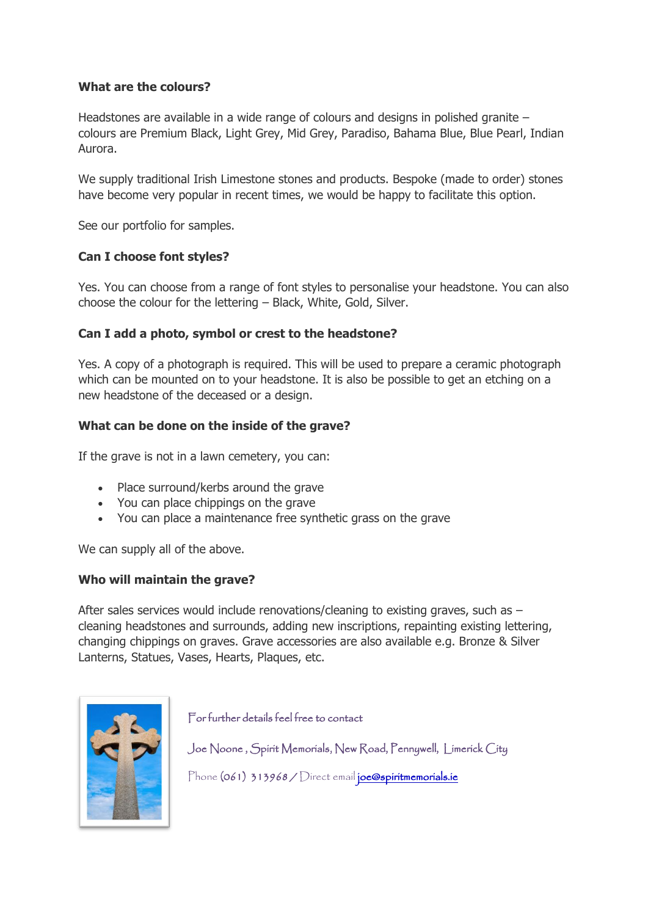**What are the colours?**

Headstones are available in a wide range of colours and designs in polished granite – colours are Premium Black, Light Grey, Mid Grey, Paradiso, Bahama Blue, Blue Pearl, Indian Aurora.

We supply traditional Irish Limestone stones and products. Bespoke (made to order) stones have become very popular in recent times, we would be happy to facilitate this option.

See our portfolio for samples.

**Can I choose font styles?**

Yes. You can choose from a range of font styles to personalise your headstone. You can also choose the colour for the lettering – Black, White, Gold, Silver.

**Can I add a photo, symbol or crest to the headstone?**

Yes. A copy of a photograph is required. This will be used to prepare a ceramic photograph which can be mounted on to your headstone. It is also be possible to get an etching on a new headstone of the deceased or a design.

**What can be done on the inside of the grave?**

If the grave is not in a lawn cemetery, you can:

- Place surround/kerbs around the grave
- You can place chippings on the grave
- You can place a maintenance free synthetic grass on the grave

We can supply all of the above.

**Who will maintain the grave?**

After sales services would include renovations/cleaning to existing graves, such as – cleaning headstones and surrounds, adding new inscriptions, repainting existing lettering, changing chippings on graves. Grave accessories are also available e.g. Bronze & Silver Lanterns, Statues, Vases, Hearts, Plaques, etc.

For further details feel free to contact

Joe Noone , Spirit Memorials, New Road, Pennywell, Limerick City

Phone (061) 313968 / Direct email joe@spiritmemorials.ie